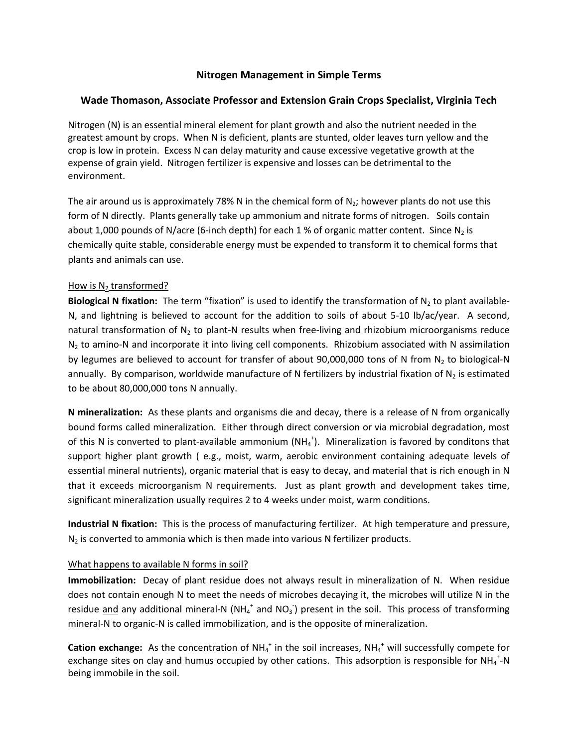# Nitrogen Management in Simple Terms

## Wade Thomason, Associate Professor and Extension Grain Crops Specialist, Virginia Tech

Nitrogen (N) is an essential mineral element for plant growth and also the nutrient needed in the greatest amount by crops. When N is deficient, plants are stunted, older leaves turn yellow and the crop is low in protein. Excess N can delay maturity and cause excessive vegetative growth at the expense of grain yield. Nitrogen fertilizer is expensive and losses can be detrimental to the environment.

The air around us is approximately 78% N in the chemical form of $N_2$; however plants do not use this form of N directly. Plants generally take up ammonium and nitrate forms of nitrogen. Soils contain about 1,000 pounds of N/acre (6-inch depth) for each 1 % of organic matter content. Since $N_2$ is chemically quite stable, considerable energy must be expended to transform it to chemical forms that plants and animals can use.

### How is $N_2$ transformed?

**Biological N fixation:** The term "fixation" is used to identify the transformation of $N_2$ to plant available-N, and lightning is believed to account for the addition to soils of about 5-10 lb/ac/year. A second, natural transformation of $N_2$ to plant-N results when free-living and rhizobium microorganisms reduce $N_2$ to amino-N and incorporate it into living cell components. Rhizobium associated with N assimilation by legumes are believed to account for transfer of about 90,000,000 tons of N from $N_2$ to biological-N annually. By comparison, worldwide manufacture of N fertilizers by industrial fixation of $N_2$ is estimated to be about 80,000,000 tons N annually.

**N mineralization:** As these plants and organisms die and decay, there is a release of N from organically bound forms called mineralization. Either through direct conversion or via microbial degradation, most of this N is converted to plant-available ammonium ($NH_4^+$). Mineralization is favored by conditons that support higher plant growth ( e.g., moist, warm, aerobic environment containing adequate levels of essential mineral nutrients), organic material that is easy to decay, and material that is rich enough in N that it exceeds microorganism N requirements. Just as plant growth and development takes time, significant mineralization usually requires 2 to 4 weeks under moist, warm conditions.

**Industrial N fixation:** This is the process of manufacturing fertilizer. At high temperature and pressure, $N_2$ is converted to ammonia which is then made into various N fertilizer products.

### What happens to available N forms in soil?

**Immobilization:** Decay of plant residue does not always result in mineralization of N. When residue does not contain enough N to meet the needs of microbes decaying it, the microbes will utilize N in the residue and any additional mineral-N ($NH_4^+$ and $NO_3^-$) present in the soil. This process of transforming mineral-N to organic-N is called immobilization, and is the opposite of mineralization.

**Cation exchange:** As the concentration of $NH_4^+$ in the soil increases, $NH_4^+$ will successfully compete for exchange sites on clay and humus occupied by other cations. This adsorption is responsible for $NH_4^+$-N being immobile in the soil.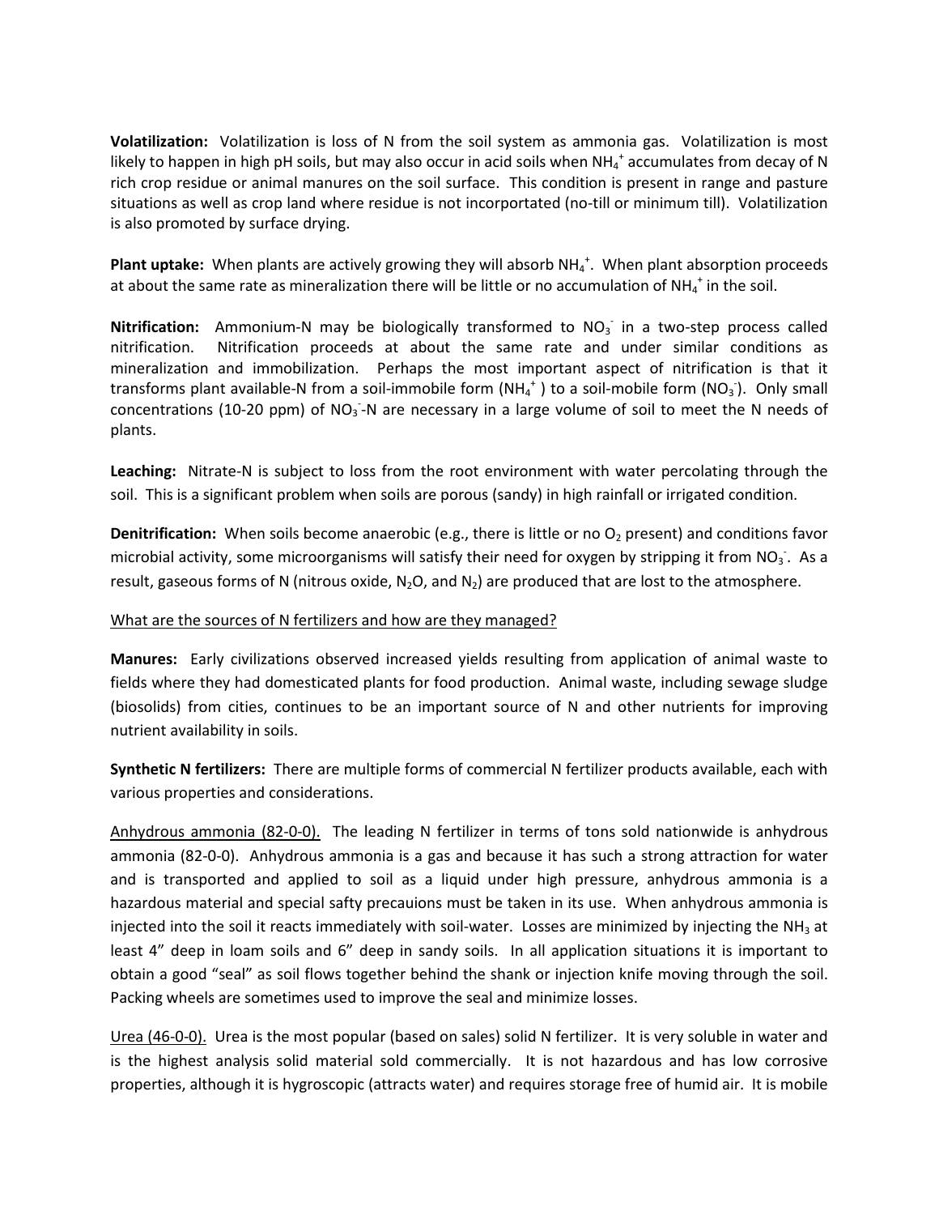**Volatilization:** Volatilization is loss of N from the soil system as ammonia gas. Volatilization is most likely to happen in high pH soils, but may also occur in acid soils when $NH_4^+$ accumulates from decay of N rich crop residue or animal manures on the soil surface. This condition is present in range and pasture situations as well as crop land where residue is not incorportated (no-till or minimum till). Volatilization is also promoted by surface drying.

**Plant uptake:** When plants are actively growing they will absorb $NH_4^+$. When plant absorption proceeds at about the same rate as mineralization there will be little or no accumulation of $NH_4^+$ in the soil.

**Nitrification:** Ammonium-N may be biologically transformed to $NO_3^-$ in a two-step process called nitrification. Nitrification proceeds at about the same rate and under similar conditions as mineralization and immobilization. Perhaps the most important aspect of nitrification is that it transforms plant available-N from a soil-immobile form ($NH_4^+$ ) to a soil-mobile form ($NO_3^-$). Only small concentrations (10-20 ppm) of $NO_3^-$-N are necessary in a large volume of soil to meet the N needs of plants.

**Leaching:** Nitrate-N is subject to loss from the root environment with water percolating through the soil. This is a significant problem when soils are porous (sandy) in high rainfall or irrigated condition.

**Denitrification:** When soils become anaerobic (e.g., there is little or no $O_2$ present) and conditions favor microbial activity, some microorganisms will satisfy their need for oxygen by stripping it from $NO_3^-$. As a result, gaseous forms of N (nitrous oxide, $N_2O$, and $N_2$) are produced that are lost to the atmosphere.

<u>What are the sources of N fertilizers and how are they managed?</u>

**Manures:** Early civilizations observed increased yields resulting from application of animal waste to fields where they had domesticated plants for food production. Animal waste, including sewage sludge (biosolids) from cities, continues to be an important source of N and other nutrients for improving nutrient availability in soils.

**Synthetic N fertilizers:** There are multiple forms of commercial N fertilizer products available, each with various properties and considerations.

<u>Anhydrous ammonia (82-0-0).</u> The leading N fertilizer in terms of tons sold nationwide is anhydrous ammonia (82-0-0). Anhydrous ammonia is a gas and because it has such a strong attraction for water and is transported and applied to soil as a liquid under high pressure, anhydrous ammonia is a hazardous material and special safty precauions must be taken in its use. When anhydrous ammonia is injected into the soil it reacts immediately with soil-water. Losses are minimized by injecting the $NH_3$ at least 4" deep in loam soils and 6" deep in sandy soils. In all application situations it is important to obtain a good "seal" as soil flows together behind the shank or injection knife moving through the soil. Packing wheels are sometimes used to improve the seal and minimize losses.

<u>Urea (46-0-0).</u> Urea is the most popular (based on sales) solid N fertilizer. It is very soluble in water and is the highest analysis solid material sold commercially. It is not hazardous and has low corrosive properties, although it is hygroscopic (attracts water) and requires storage free of humid air. It is mobile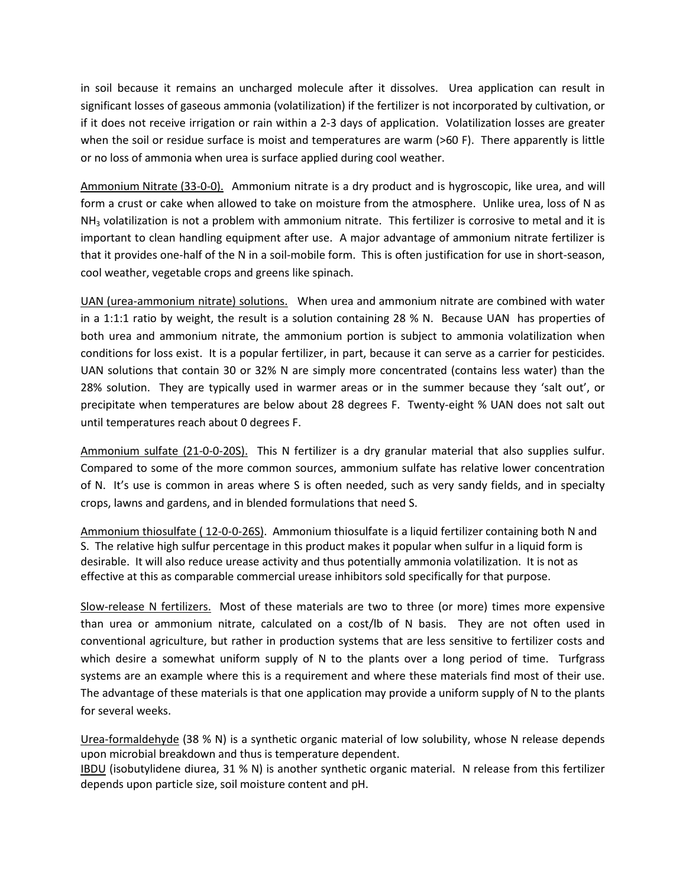in soil because it remains an uncharged molecule after it dissolves. Urea application can result in significant losses of gaseous ammonia (volatilization) if the fertilizer is not incorporated by cultivation, or if it does not receive irrigation or rain within a 2-3 days of application. Volatilization losses are greater when the soil or residue surface is moist and temperatures are warm (>60 F). There apparently is little or no loss of ammonia when urea is surface applied during cool weather.

<u>Ammonium Nitrate (33-0-0).</u> Ammonium nitrate is a dry product and is hygroscopic, like urea, and will form a crust or cake when allowed to take on moisture from the atmosphere. Unlike urea, loss of N as $NH_3$ volatilization is not a problem with ammonium nitrate. This fertilizer is corrosive to metal and it is important to clean handling equipment after use. A major advantage of ammonium nitrate fertilizer is that it provides one-half of the N in a soil-mobile form. This is often justification for use in short-season, cool weather, vegetable crops and greens like spinach.

<u>UAN (urea-ammonium nitrate) solutions.</u> When urea and ammonium nitrate are combined with water in a 1:1:1 ratio by weight, the result is a solution containing 28 % N. Because UAN has properties of both urea and ammonium nitrate, the ammonium portion is subject to ammonia volatilization when conditions for loss exist. It is a popular fertilizer, in part, because it can serve as a carrier for pesticides. UAN solutions that contain 30 or 32% N are simply more concentrated (contains less water) than the 28% solution. They are typically used in warmer areas or in the summer because they 'salt out', or precipitate when temperatures are below about 28 degrees F. Twenty-eight % UAN does not salt out until temperatures reach about 0 degrees F.

<u>Ammonium sulfate (21-0-0-20S).</u> This N fertilizer is a dry granular material that also supplies sulfur. Compared to some of the more common sources, ammonium sulfate has relative lower concentration of N. It's use is common in areas where S is often needed, such as very sandy fields, and in specialty crops, lawns and gardens, and in blended formulations that need S.

<u>Ammonium thiosulfate ( 12-0-0-26S)</u>. Ammonium thiosulfate is a liquid fertilizer containing both N and S. The relative high sulfur percentage in this product makes it popular when sulfur in a liquid form is desirable. It will also reduce urease activity and thus potentially ammonia volatilization. It is not as effective at this as comparable commercial urease inhibitors sold specifically for that purpose.

<u>Slow-release N fertilizers.</u> Most of these materials are two to three (or more) times more expensive than urea or ammonium nitrate, calculated on a cost/lb of N basis. They are not often used in conventional agriculture, but rather in production systems that are less sensitive to fertilizer costs and which desire a somewhat uniform supply of N to the plants over a long period of time. Turfgrass systems are an example where this is a requirement and where these materials find most of their use. The advantage of these materials is that one application may provide a uniform supply of N to the plants for several weeks.

<u>Urea-formaldehyde</u> (38 % N) is a synthetic organic material of low solubility, whose N release depends upon microbial breakdown and thus is temperature dependent.

<u>IBDU</u> (isobutylidene diurea, 31 % N) is another synthetic organic material. N release from this fertilizer depends upon particle size, soil moisture content and pH.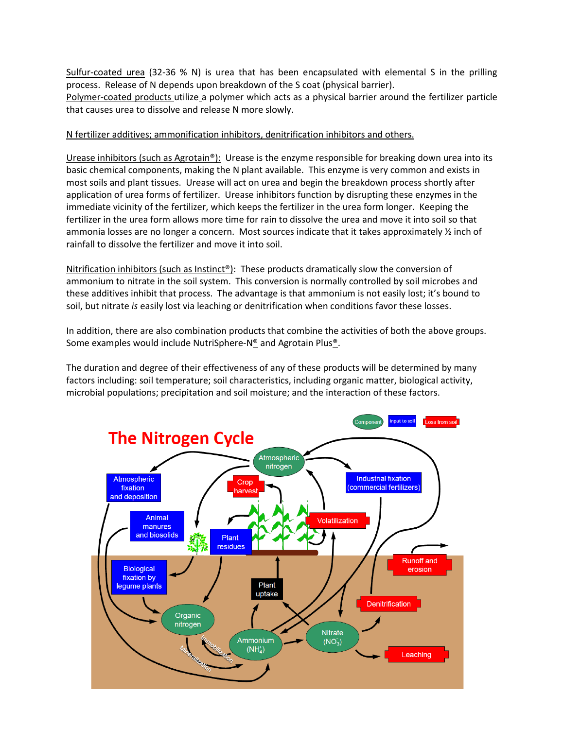Sulfur-coated urea (32-36 % N) is urea that has been encapsulated with elemental S in the prilling process. Release of N depends upon breakdown of the S coat (physical barrier).
Polymer-coated products utilize a polymer which acts as a physical barrier around the fertilizer particle that causes urea to dissolve and release N more slowly.

N fertilizer additives; ammonification inhibitors, denitrification inhibitors and others.

Urease inhibitors (such as Agrotain®): Urease is the enzyme responsible for breaking down urea into its basic chemical components, making the N plant available. This enzyme is very common and exists in most soils and plant tissues. Urease will act on urea and begin the breakdown process shortly after application of urea forms of fertilizer. Urease inhibitors function by disrupting these enzymes in the immediate vicinity of the fertilizer, which keeps the fertilizer in the urea form longer. Keeping the fertilizer in the urea form allows more time for rain to dissolve the urea and move it into soil so that ammonia losses are no longer a concern. Most sources indicate that it takes approximately ½ inch of rainfall to dissolve the fertilizer and move it into soil.

Nitrification inhibitors (such as Instinct®): These products dramatically slow the conversion of ammonium to nitrate in the soil system. This conversion is normally controlled by soil microbes and these additives inhibit that process. The advantage is that ammonium is not easily lost; it's bound to soil, but nitrate *is* easily lost via leaching or denitrification when conditions favor these losses.

In addition, there are also combination products that combine the activities of both the above groups. Some examples would include NutriSphere-N® and Agrotain Plus®.

The duration and degree of their effectiveness of any of these products will be determined by many factors including: soil temperature; soil characteristics, including organic matter, biological activity, microbial populations; precipitation and soil moisture; and the interaction of these factors.

The Nitrogen Cycle

Component
Input to soil
Loss from soil

Atmospheric nitrogen
Atmospheric fixation and deposition
Industrial fixation (commercial fertilizers)
Crop harvest
Animal manures and biosolids
Volatilization
Plant residues
Runoff and erosion
Biological fixation by legume plants
Plant uptake
Denitrification
Organic nitrogen
Immobilization
Mineralization
Ammonium ($NH_4^+$)
Nitrate ($NO_3^-$)
Leaching